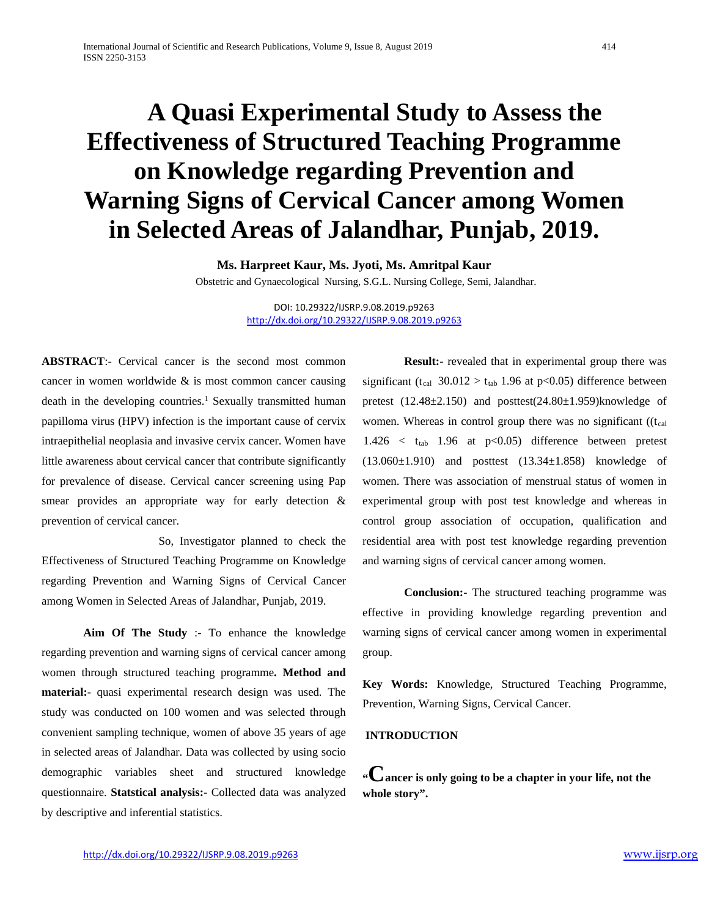# A Quasi Experimental Study to Assess the Effectiveness of Structured Teaching Programme on Knowledge regarding Prevention and Warning Signs of Cervical Cancer among Women in Selected Areas of Jalandhar, Punjab, 2019.

**Ms. Harpreet Kaur, Ms. Jyoti, Ms. Amritpal Kaur**

Obstetric and Gynaecological Nursing, S.G.L. Nursing College, Semi, Jalandhar.

DOI: 10.29322/IJSRP.9.08.2019.p9263
http://dx.doi.org/10.29322/IJSRP.9.08.2019.p9263

**ABSTRACT**:- Cervical cancer is the second most common cancer in women worldwide & is most common cancer causing death in the developing countries.[1] Sexually transmitted human papilloma virus (HPV) infection is the important cause of cervix intraepithelial neoplasia and invasive cervix cancer. Women have little awareness about cervical cancer that contribute significantly for prevalence of disease. Cervical cancer screening using Pap smear provides an appropriate way for early detection & prevention of cervical cancer.

So, Investigator planned to check the Effectiveness of Structured Teaching Programme on Knowledge regarding Prevention and Warning Signs of Cervical Cancer among Women in Selected Areas of Jalandhar, Punjab, 2019.

**Aim Of The Study** :- To enhance the knowledge regarding prevention and warning signs of cervical cancer among women through structured teaching programme**. Method and material:-** quasi experimental research design was used. The study was conducted on 100 women and was selected through convenient sampling technique, women of above 35 years of age in selected areas of Jalandhar. Data was collected by using socio demographic variables sheet and structured knowledge questionnaire. **Statstical analysis:-** Collected data was analyzed by descriptive and inferential statistics.

**Result:-** revealed that in experimental group there was significant ($t_{cal}$ 30.012 > $t_{tab}$ 1.96 at $p<0.05$) difference between pretest (12.48±2.150) and posttest(24.80±1.959)knowledge of women. Whereas in control group there was no significant (($t_{cal}$ 1.426 < $t_{tab}$ 1.96 at $p<0.05$) difference between pretest (13.060±1.910) and posttest (13.34±1.858) knowledge of women. There was association of menstrual status of women in experimental group with post test knowledge and whereas in control group association of occupation, qualification and residential area with post test knowledge regarding prevention and warning signs of cervical cancer among women.

**Conclusion:-** The structured teaching programme was effective in providing knowledge regarding prevention and warning signs of cervical cancer among women in experimental group.

**Key Words:** Knowledge, Structured Teaching Programme, Prevention, Warning Signs, Cervical Cancer.

## INTRODUCTION

**"Cancer is only going to be a chapter in your life, not the whole story".**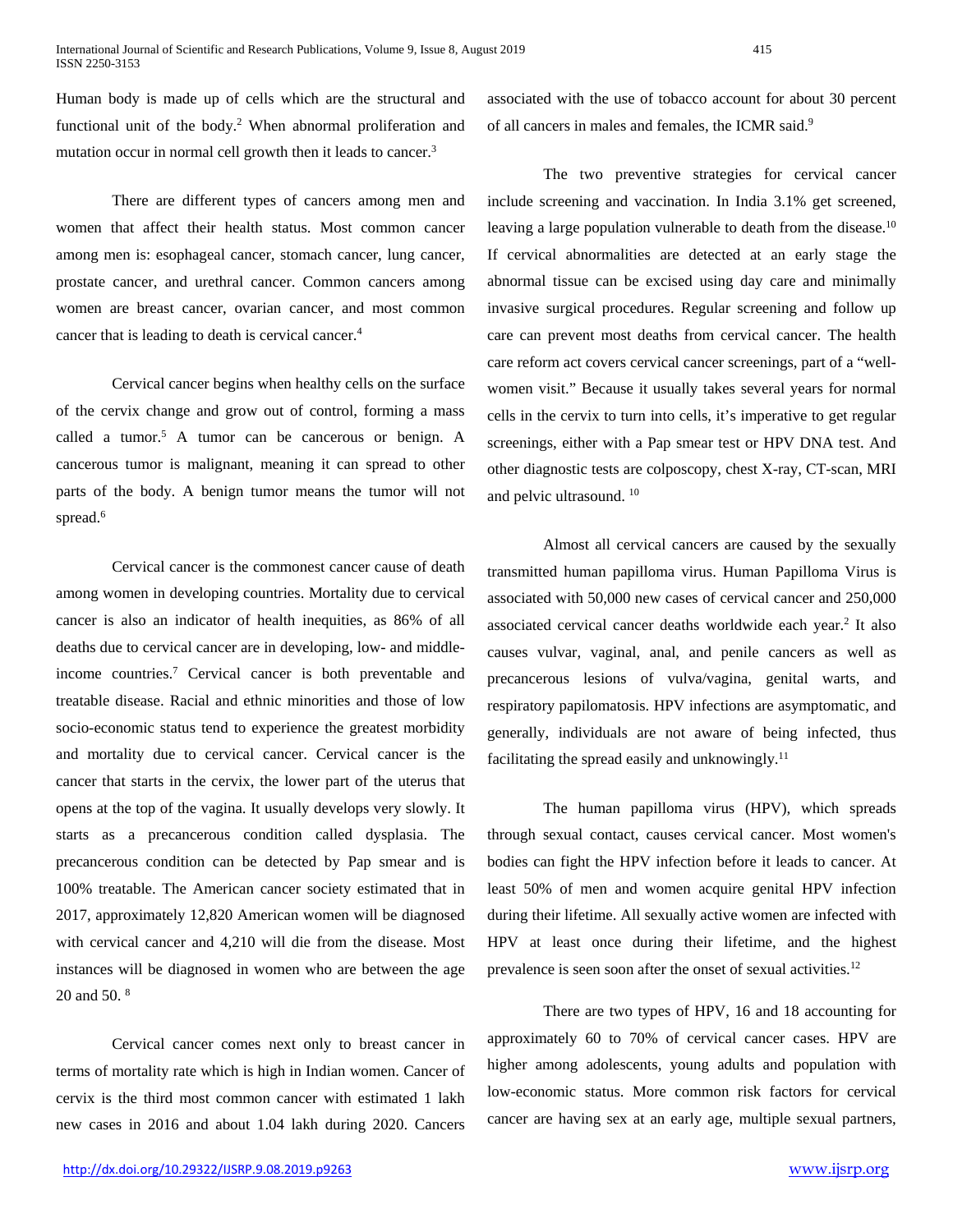Human body is made up of cells which are the structural and functional unit of the body.[2] When abnormal proliferation and mutation occur in normal cell growth then it leads to cancer.[3]

There are different types of cancers among men and women that affect their health status. Most common cancer among men is: esophageal cancer, stomach cancer, lung cancer, prostate cancer, and urethral cancer. Common cancers among women are breast cancer, ovarian cancer, and most common cancer that is leading to death is cervical cancer.[4]

Cervical cancer begins when healthy cells on the surface of the cervix change and grow out of control, forming a mass called a tumor.[5] A tumor can be cancerous or benign. A cancerous tumor is malignant, meaning it can spread to other parts of the body. A benign tumor means the tumor will not spread.[6]

Cervical cancer is the commonest cancer cause of death among women in developing countries. Mortality due to cervical cancer is also an indicator of health inequities, as 86% of all deaths due to cervical cancer are in developing, low- and middle-income countries.[7] Cervical cancer is both preventable and treatable disease. Racial and ethnic minorities and those of low socio-economic status tend to experience the greatest morbidity and mortality due to cervical cancer. Cervical cancer is the cancer that starts in the cervix, the lower part of the uterus that opens at the top of the vagina. It usually develops very slowly. It starts as a precancerous condition called dysplasia. The precancerous condition can be detected by Pap smear and is 100% treatable. The American cancer society estimated that in 2017, approximately 12,820 American women will be diagnosed with cervical cancer and 4,210 will die from the disease. Most instances will be diagnosed in women who are between the age 20 and 50. [8]

Cervical cancer comes next only to breast cancer in terms of mortality rate which is high in Indian women. Cancer of cervix is the third most common cancer with estimated 1 lakh new cases in 2016 and about 1.04 lakh during 2020. Cancers associated with the use of tobacco account for about 30 percent of all cancers in males and females, the ICMR said.[9]

The two preventive strategies for cervical cancer include screening and vaccination. In India 3.1% get screened, leaving a large population vulnerable to death from the disease.[10] If cervical abnormalities are detected at an early stage the abnormal tissue can be excised using day care and minimally invasive surgical procedures. Regular screening and follow up care can prevent most deaths from cervical cancer. The health care reform act covers cervical cancer screenings, part of a "well-women visit." Because it usually takes several years for normal cells in the cervix to turn into cells, it's imperative to get regular screenings, either with a Pap smear test or HPV DNA test. And other diagnostic tests are colposcopy, chest X-ray, CT-scan, MRI and pelvic ultrasound. [10]

Almost all cervical cancers are caused by the sexually transmitted human papilloma virus. Human Papilloma Virus is associated with 50,000 new cases of cervical cancer and 250,000 associated cervical cancer deaths worldwide each year.[2] It also causes vulvar, vaginal, anal, and penile cancers as well as precancerous lesions of vulva/vagina, genital warts, and respiratory papilomatosis. HPV infections are asymptomatic, and generally, individuals are not aware of being infected, thus facilitating the spread easily and unknowingly.[11]

The human papilloma virus (HPV), which spreads through sexual contact, causes cervical cancer. Most women's bodies can fight the HPV infection before it leads to cancer. At least 50% of men and women acquire genital HPV infection during their lifetime. All sexually active women are infected with HPV at least once during their lifetime, and the highest prevalence is seen soon after the onset of sexual activities.[12]

There are two types of HPV, 16 and 18 accounting for approximately 60 to 70% of cervical cancer cases. HPV are higher among adolescents, young adults and population with low-economic status. More common risk factors for cervical cancer are having sex at an early age, multiple sexual partners,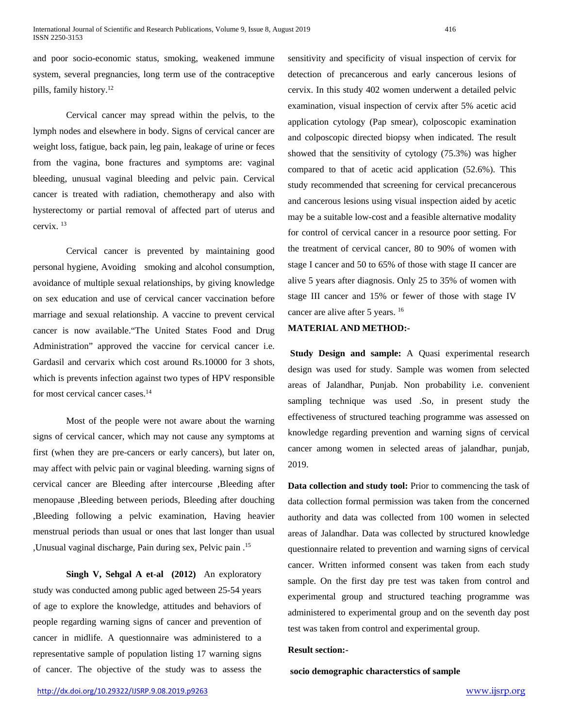and poor socio-economic status, smoking, weakened immune system, several pregnancies, long term use of the contraceptive pills, family history.[12]

Cervical cancer may spread within the pelvis, to the lymph nodes and elsewhere in body. Signs of cervical cancer are weight loss, fatigue, back pain, leg pain, leakage of urine or feces from the vagina, bone fractures and symptoms are: vaginal bleeding, unusual vaginal bleeding and pelvic pain. Cervical cancer is treated with radiation, chemotherapy and also with hysterectomy or partial removal of affected part of uterus and cervix. [13]

Cervical cancer is prevented by maintaining good personal hygiene, Avoiding smoking and alcohol consumption, avoidance of multiple sexual relationships, by giving knowledge on sex education and use of cervical cancer vaccination before marriage and sexual relationship. A vaccine to prevent cervical cancer is now available."The United States Food and Drug Administration" approved the vaccine for cervical cancer i.e. Gardasil and cervarix which cost around Rs.10000 for 3 shots, which is prevents infection against two types of HPV responsible for most cervical cancer cases.[14]

Most of the people were not aware about the warning signs of cervical cancer, which may not cause any symptoms at first (when they are pre-cancers or early cancers), but later on, may affect with pelvic pain or vaginal bleeding. warning signs of cervical cancer are Bleeding after intercourse ,Bleeding after menopause ,Bleeding between periods, Bleeding after douching ,Bleeding following a pelvic examination, Having heavier menstrual periods than usual or ones that last longer than usual ,Unusual vaginal discharge, Pain during sex, Pelvic pain .[15]

**Singh V, Sehgal A et-al (2012)** An exploratory study was conducted among public aged between 25-54 years of age to explore the knowledge, attitudes and behaviors of people regarding warning signs of cancer and prevention of cancer in midlife. A questionnaire was administered to a representative sample of population listing 17 warning signs of cancer. The objective of the study was to assess the sensitivity and specificity of visual inspection of cervix for detection of precancerous and early cancerous lesions of cervix. In this study 402 women underwent a detailed pelvic examination, visual inspection of cervix after 5% acetic acid application cytology (Pap smear), colposcopic examination and colposcopic directed biopsy when indicated. The result showed that the sensitivity of cytology (75.3%) was higher compared to that of acetic acid application (52.6%). This study recommended that screening for cervical precancerous and cancerous lesions using visual inspection aided by acetic may be a suitable low-cost and a feasible alternative modality for control of cervical cancer in a resource poor setting. For the treatment of cervical cancer, 80 to 90% of women with stage I cancer and 50 to 65% of those with stage II cancer are alive 5 years after diagnosis. Only 25 to 35% of women with stage III cancer and 15% or fewer of those with stage IV cancer are alive after 5 years. [16]

## MATERIAL AND METHOD:-

**Study Design and sample:** A Quasi experimental research design was used for study. Sample was women from selected areas of Jalandhar, Punjab. Non probability i.e. convenient sampling technique was used .So, in present study the effectiveness of structured teaching programme was assessed on knowledge regarding prevention and warning signs of cervical cancer among women in selected areas of jalandhar, punjab, 2019.

**Data collection and study tool:** Prior to commencing the task of data collection formal permission was taken from the concerned authority and data was collected from 100 women in selected areas of Jalandhar. Data was collected by structured knowledge questionnaire related to prevention and warning signs of cervical cancer. Written informed consent was taken from each study sample. On the first day pre test was taken from control and experimental group and structured teaching programme was administered to experimental group and on the seventh day post test was taken from control and experimental group.

**Result section:-**

**socio demographic characterstics of sample**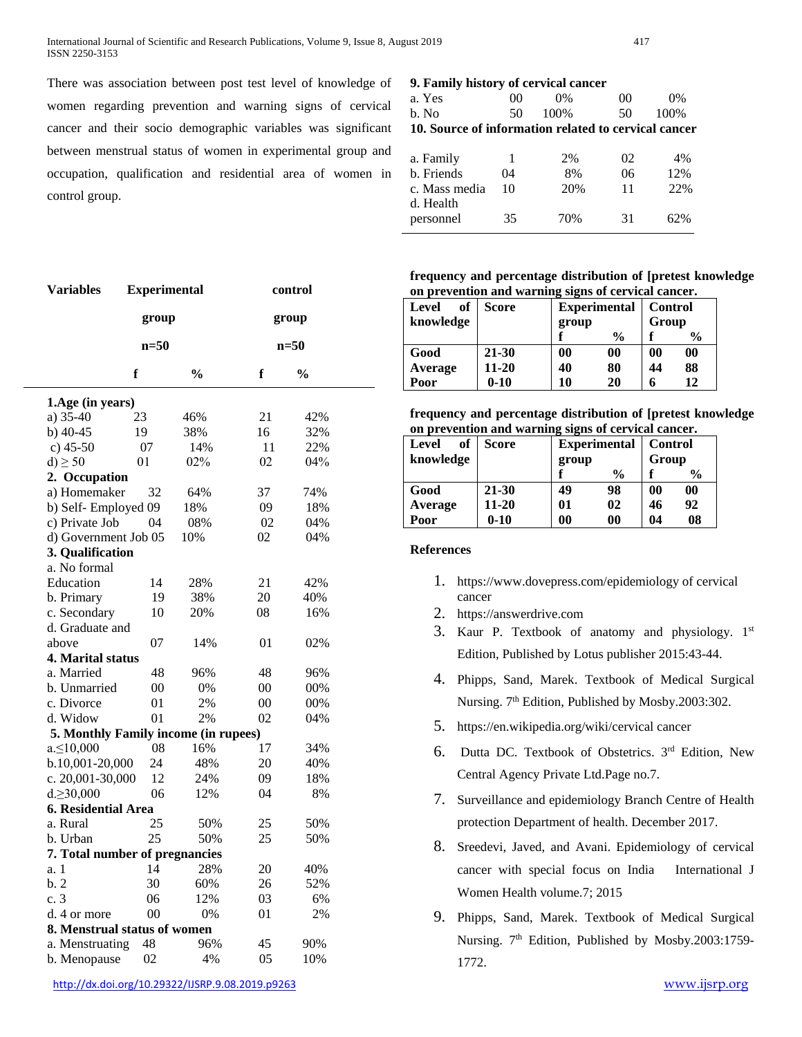There was association between post test level of knowledge of women regarding prevention and warning signs of cervical cancer and their socio demographic variables was significant between menstrual status of women in experimental group and occupation, qualification and residential area of women in control group.

| Variables | Experimental group n=50 | | control group n=50 | |
|---|---|---|---|---|
| | f | % | f | % |
| **1.Age (in years)** | | | | |
| a) 35-40 | 23 | 46% | 21 | 42% |
| b) 40-45 | 19 | 38% | 16 | 32% |
| c) 45-50 | 07 | 14% | 11 | 22% |
| d) ≥ 50 | 01 | 02% | 02 | 04% |
| **2. Occupation** | | | | |
| a) Homemaker | 32 | 64% | 37 | 74% |
| b) Self- Employed | 09 | 18% | 09 | 18% |
| c) Private Job | 04 | 08% | 02 | 04% |
| d) Government Job | 05 | 10% | 02 | 04% |
| **3. Qualification** | | | | |
| a. No formal Education | 14 | 28% | 21 | 42% |
| b. Primary | 19 | 38% | 20 | 40% |
| c. Secondary | 10 | 20% | 08 | 16% |
| d. Graduate and above | 07 | 14% | 01 | 02% |
| **4. Marital status** | | | | |
| a. Married | 48 | 96% | 48 | 96% |
| b. Unmarried | 00 | 0% | 00 | 00% |
| c. Divorce | 01 | 2% | 00 | 00% |
| d. Widow | 01 | 2% | 02 | 04% |
| **5. Monthly Family income (in rupees)** | | | | |
| a.≤10,000 | 08 | 16% | 17 | 34% |
| b.10,001-20,000 | 24 | 48% | 20 | 40% |
| c. 20,001-30,000 | 12 | 24% | 09 | 18% |
| d.≥30,000 | 06 | 12% | 04 | 8% |
| **6. Residential Area** | | | | |
| a. Rural | 25 | 50% | 25 | 50% |
| b. Urban | 25 | 50% | 25 | 50% |
| **7. Total number of pregnancies** | | | | |
| a. 1 | 14 | 28% | 20 | 40% |
| b. 2 | 30 | 60% | 26 | 52% |
| c. 3 | 06 | 12% | 03 | 6% |
| d. 4 or more | 00 | 0% | 01 | 2% |
| **8. Menstrual status of women** | | | | |
| a. Menstruating | 48 | 96% | 45 | 90% |
| b. Menopause | 02 | 4% | 05 | 10% |
| **9. Family history of cervical cancer** | | | | |
| a. Yes | 00 | 0% | 00 | 0% |
| b. No | 50 | 100% | 50 | 100% |
| **10. Source of information related to cervical cancer** | | | | |
| a. Family | 1 | 2% | 02 | 4% |
| b. Friends | 04 | 8% | 06 | 12% |
| c. Mass media | 10 | 20% | 11 | 22% |
| d. Health personnel | 35 | 70% | 31 | 62% |

**frequency and percentage distribution of [pretest knowledge on prevention and warning signs of cervical cancer.**

| Level of knowledge | Score | Experimental group | | Control Group | |
|---|---|---|---|---|---|
| | | f | % | f | % |
| **Good** | **21-30** | **00** | **00** | **00** | **00** |
| **Average** | **11-20** | **40** | **80** | **44** | **88** |
| **Poor** | **0-10** | **10** | **20** | **6** | **12** |

**frequency and percentage distribution of [pretest knowledge on prevention and warning signs of cervical cancer.**

| Level of knowledge | Score | Experimental group | | Control Group | |
|---|---|---|---|---|---|
| | | f | % | f | % |
| **Good** | **21-30** | **49** | **98** | **00** | **00** |
| **Average** | **11-20** | **01** | **02** | **46** | **92** |
| **Poor** | **0-10** | **00** | **00** | **04** | **08** |

**References**

1. https://www.dovepress.com/epidemiology of cervical cancer
2. https://answerdrive.com
3. Kaur P. Textbook of anatomy and physiology. 1st Edition, Published by Lotus publisher 2015:43-44.
4. Phipps, Sand, Marek. Textbook of Medical Surgical Nursing. 7th Edition, Published by Mosby.2003:302.
5. https://en.wikipedia.org/wiki/cervical cancer
6. Dutta DC. Textbook of Obstetrics. 3rd Edition, New Central Agency Private Ltd.Page no.7.
7. Surveillance and epidemiology Branch Centre of Health protection Department of health. December 2017.
8. Sreedevi, Javed, and Avani. Epidemiology of cervical cancer with special focus on India International J Women Health volume.7; 2015
9. Phipps, Sand, Marek. Textbook of Medical Surgical Nursing. 7th Edition, Published by Mosby.2003:1759-1772.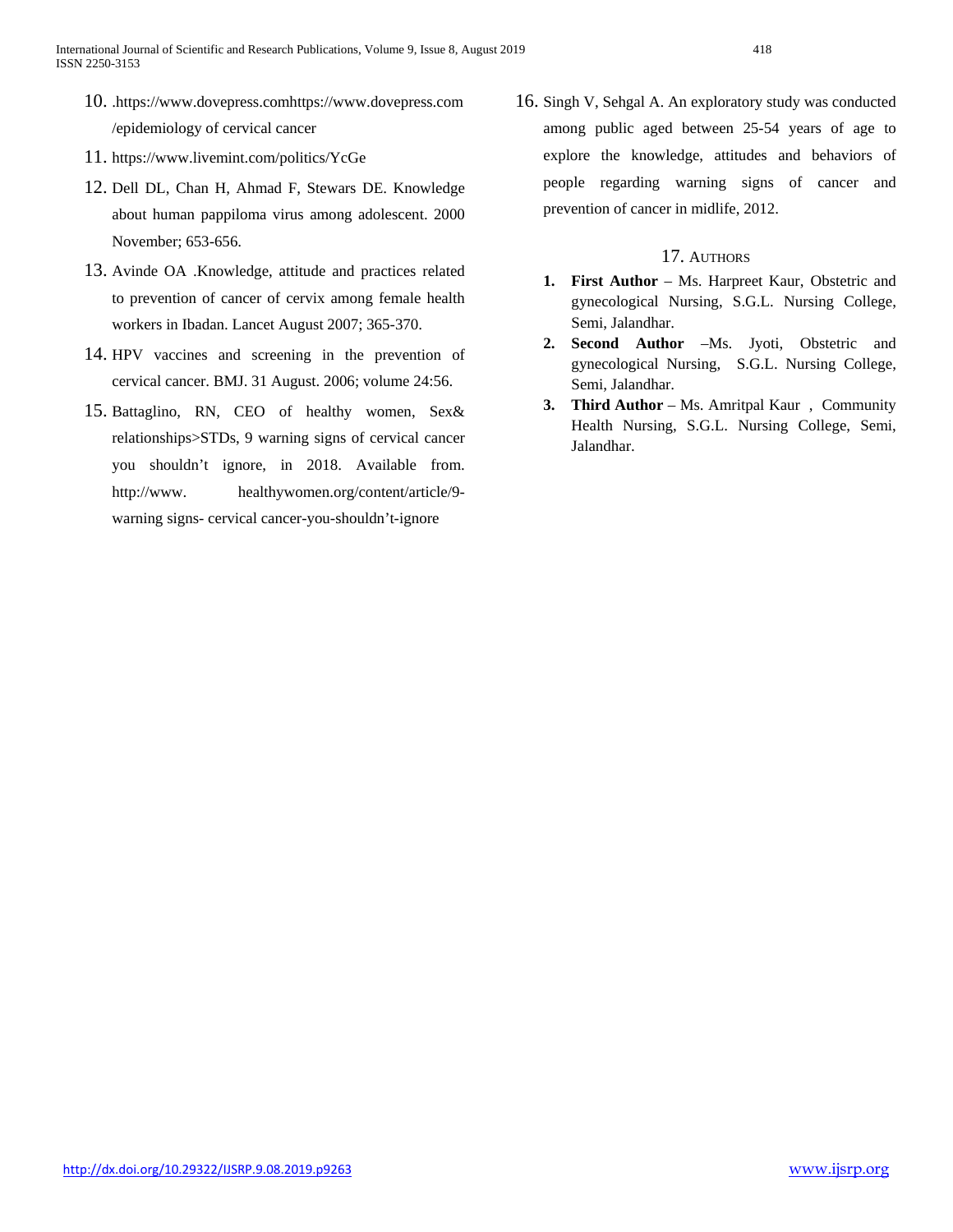10. .https://www.dovepress.comhttps://www.dovepress.com /epidemiology of cervical cancer
11. https://www.livemint.com/politics/YcGe
12. Dell DL, Chan H, Ahmad F, Stewars DE. Knowledge about human pappiloma virus among adolescent. 2000 November; 653-656.
13. Avinde OA .Knowledge, attitude and practices related to prevention of cancer of cervix among female health workers in Ibadan. Lancet August 2007; 365-370.
14. HPV vaccines and screening in the prevention of cervical cancer. BMJ. 31 August. 2006; volume 24:56.
15. Battaglino, RN, CEO of healthy women, Sex& relationships>STDs, 9 warning signs of cervical cancer you shouldn't ignore, in 2018. Available from. http://www. healthywomen.org/content/article/9-warning signs- cervical cancer-you-shouldn't-ignore
16. Singh V, Sehgal A. An exploratory study was conducted among public aged between 25-54 years of age to explore the knowledge, attitudes and behaviors of people regarding warning signs of cancer and prevention of cancer in midlife, 2012.

## 17. Authors

1. **First Author** – Ms. Harpreet Kaur, Obstetric and gynecological Nursing, S.G.L. Nursing College, Semi, Jalandhar.
2. **Second Author** –Ms. Jyoti, Obstetric and gynecological Nursing, S.G.L. Nursing College, Semi, Jalandhar.
3. **Third Author** – Ms. Amritpal Kaur , Community Health Nursing, S.G.L. Nursing College, Semi, Jalandhar.